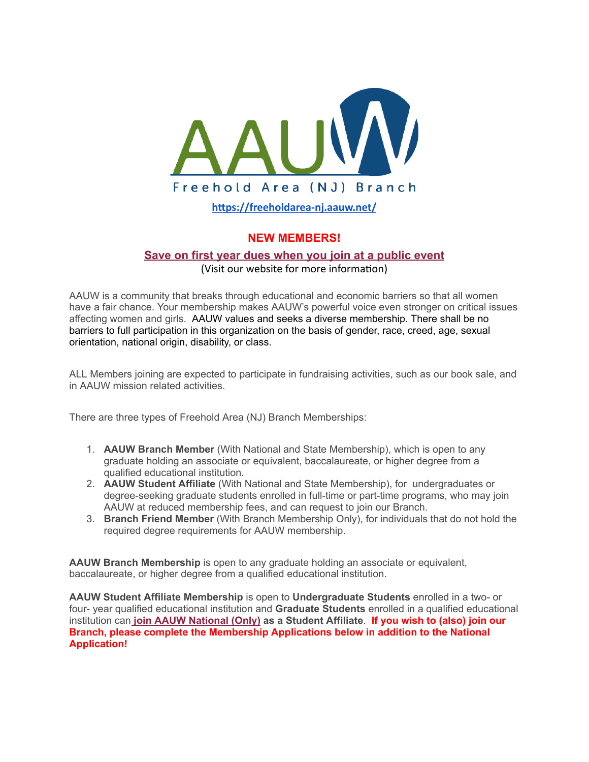# AAUW

Freehold Area (NJ) Branch

[https://freeholdarea-nj.aauw.net/](https://freeholdarea-nj.aauw.net/)

## NEW MEMBERS!

**Save on first year dues when you join at a public event**

(Visit our website for more information)

AAUW is a community that breaks through educational and economic barriers so that all women have a fair chance. Your membership makes AAUW's powerful voice even stronger on critical issues affecting women and girls. AAUW values and seeks a diverse membership. There shall be no barriers to full participation in this organization on the basis of gender, race, creed, age, sexual orientation, national origin, disability, or class.

ALL Members joining are expected to participate in fundraising activities, such as our book sale, and in AAUW mission related activities.

There are three types of Freehold Area (NJ) Branch Memberships:

1. **AAUW Branch Member** (With National and State Membership), which is open to any graduate holding an associate or equivalent, baccalaureate, or higher degree from a qualified educational institution.
2. **AAUW Student Affiliate** (With National and State Membership), for undergraduates or degree-seeking graduate students enrolled in full-time or part-time programs, who may join AAUW at reduced membership fees, and can request to join our Branch.
3. **Branch Friend Member** (With Branch Membership Only), for individuals that do not hold the required degree requirements for AAUW membership.

**AAUW Branch Membership** is open to any graduate holding an associate or equivalent, baccalaureate, or higher degree from a qualified educational institution.

**AAUW Student Affiliate Membership** is open to **Undergraduate Students** enrolled in a two- or four- year qualified educational institution and **Graduate Students** enrolled in a qualified educational institution can **join AAUW National (Only) as a Student Affiliate**. **If you wish to (also) join our Branch, please complete the Membership Applications below in addition to the National Application!**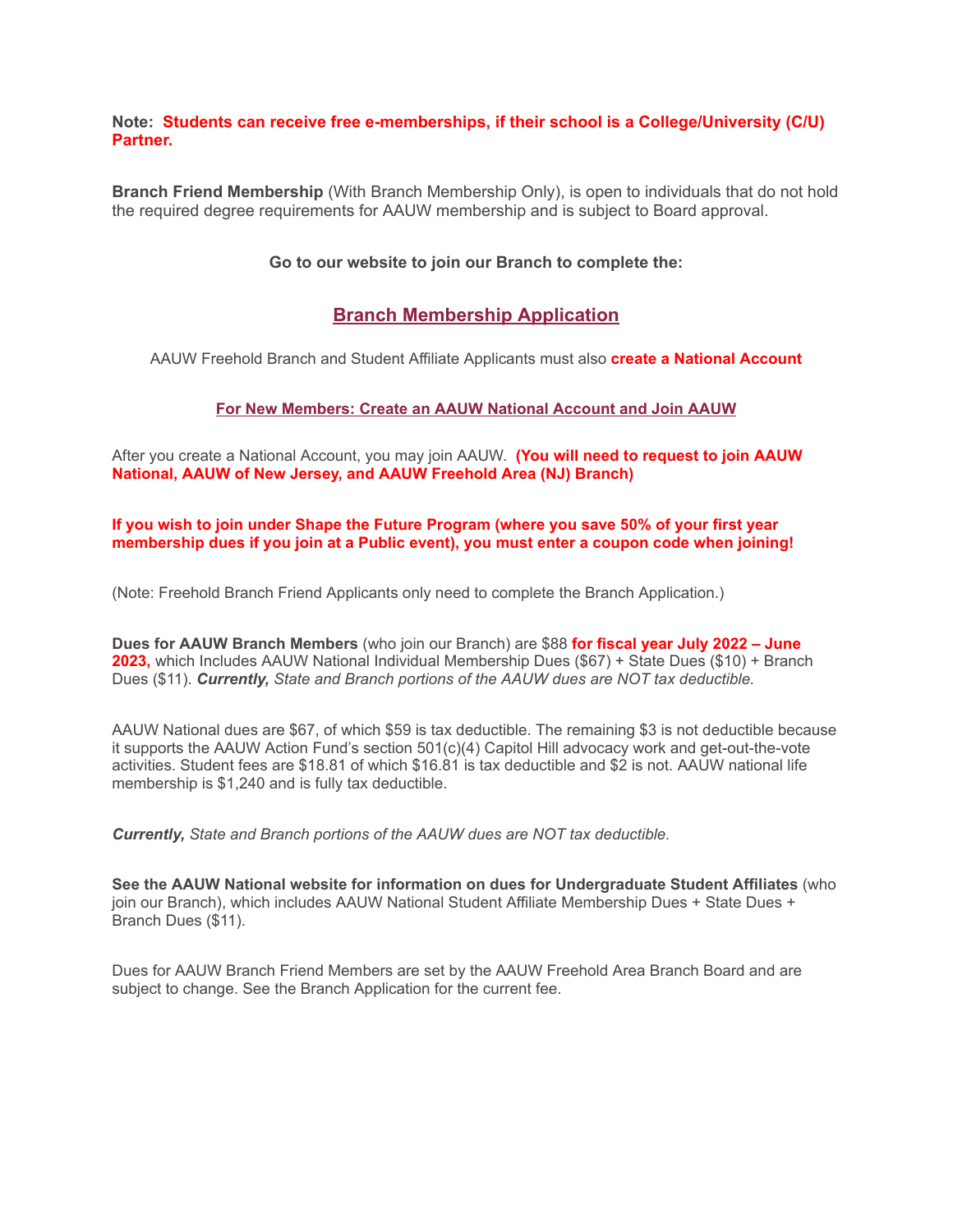**Note: Students can receive free e-memberships, if their school is a College/University (C/U) Partner.**

**Branch Friend Membership** (With Branch Membership Only), is open to individuals that do not hold the required degree requirements for AAUW membership and is subject to Board approval.

**Go to our website to join our Branch to complete the:**

## Branch Membership Application

AAUW Freehold Branch and Student Affiliate Applicants must also **create a National Account**

**For New Members: Create an AAUW National Account and Join AAUW**

After you create a National Account, you may join AAUW. **(You will need to request to join AAUW National, AAUW of New Jersey, and AAUW Freehold Area (NJ) Branch)**

**If you wish to join under Shape the Future Program (where you save 50% of your first year membership dues if you join at a Public event), you must enter a coupon code when joining!**

(Note: Freehold Branch Friend Applicants only need to complete the Branch Application.)

**Dues for AAUW Branch Members** (who join our Branch) are $88 **for fiscal year July 2022 – June 2023,** which Includes AAUW National Individual Membership Dues ($67) + State Dues ($10) + Branch Dues ($11). ***Currently,*** *State and Branch portions of the AAUW dues are NOT tax deductible.*

AAUW National dues are $67, of which $59 is tax deductible. The remaining $3 is not deductible because it supports the AAUW Action Fund's section 501(c)(4) Capitol Hill advocacy work and get-out-the-vote activities. Student fees are $18.81 of which $16.81 is tax deductible and $2 is not. AAUW national life membership is $1,240 and is fully tax deductible.

***Currently,*** *State and Branch portions of the AAUW dues are NOT tax deductible.*

**See the AAUW National website for information on dues for Undergraduate Student Affiliates** (who join our Branch), which includes AAUW National Student Affiliate Membership Dues + State Dues + Branch Dues ($11).

Dues for AAUW Branch Friend Members are set by the AAUW Freehold Area Branch Board and are subject to change. See the Branch Application for the current fee.